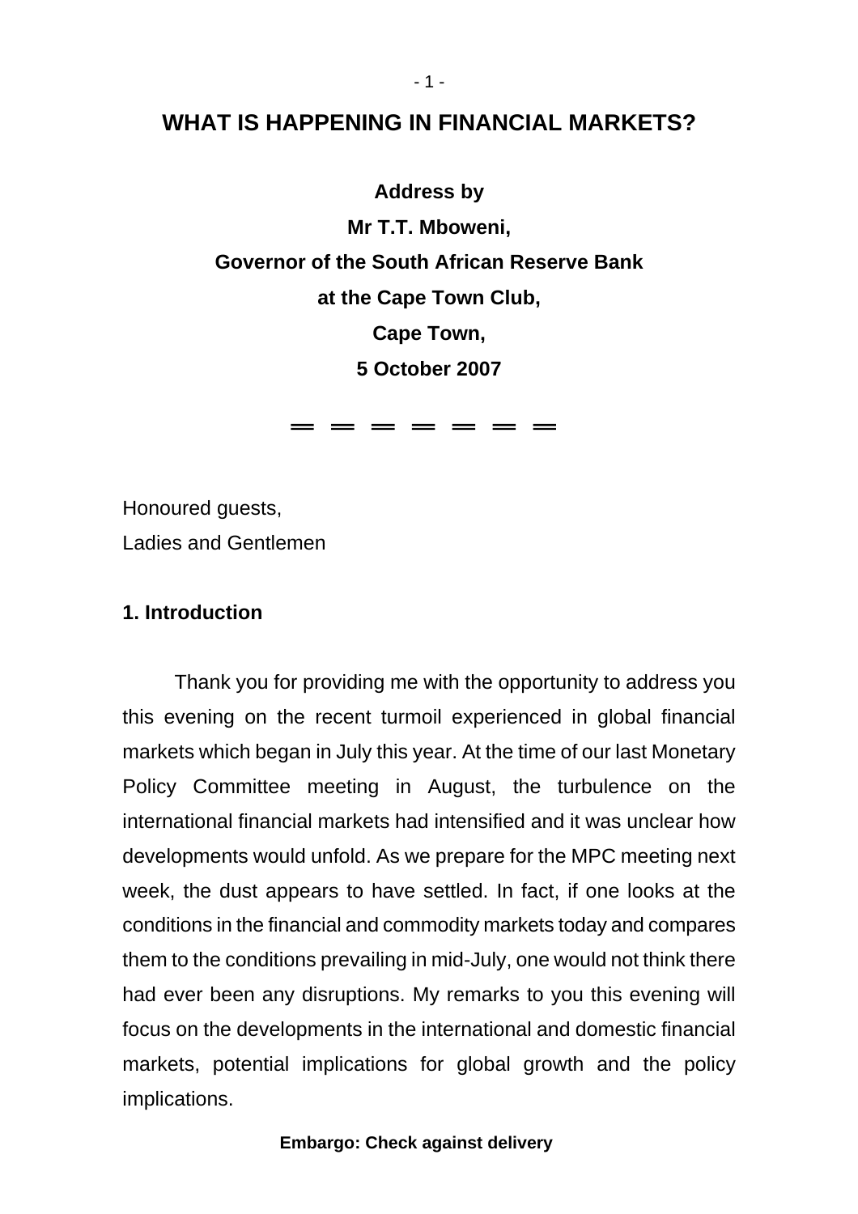# WHAT IS HAPPENING IN FINANCIAL MARKETS?

**Address by**

**Mr T.T. Mboweni,**

**Governor of the South African Reserve Bank**

**at the Cape Town Club,**

**Cape Town,**

**5 October 2007**

═ ═ ═ ═ ═ ═ ═

Honoured guests,
Ladies and Gentlemen

## 1. Introduction

Thank you for providing me with the opportunity to address you this evening on the recent turmoil experienced in global financial markets which began in July this year. At the time of our last Monetary Policy Committee meeting in August, the turbulence on the international financial markets had intensified and it was unclear how developments would unfold. As we prepare for the MPC meeting next week, the dust appears to have settled. In fact, if one looks at the conditions in the financial and commodity markets today and compares them to the conditions prevailing in mid-July, one would not think there had ever been any disruptions. My remarks to you this evening will focus on the developments in the international and domestic financial markets, potential implications for global growth and the policy implications.

**Embargo: Check against delivery**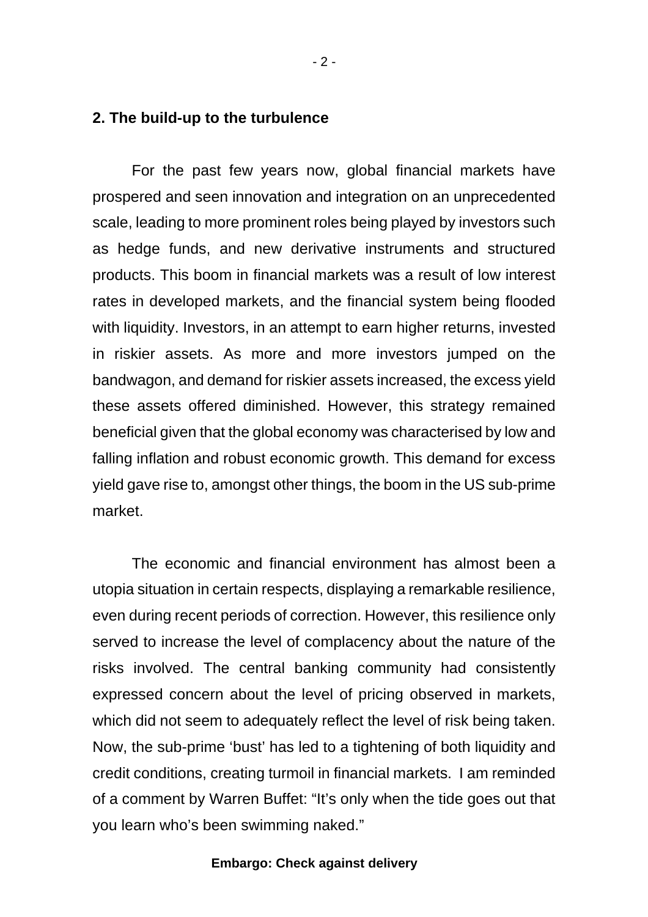## 2. The build-up to the turbulence

For the past few years now, global financial markets have prospered and seen innovation and integration on an unprecedented scale, leading to more prominent roles being played by investors such as hedge funds, and new derivative instruments and structured products. This boom in financial markets was a result of low interest rates in developed markets, and the financial system being flooded with liquidity. Investors, in an attempt to earn higher returns, invested in riskier assets. As more and more investors jumped on the bandwagon, and demand for riskier assets increased, the excess yield these assets offered diminished. However, this strategy remained beneficial given that the global economy was characterised by low and falling inflation and robust economic growth. This demand for excess yield gave rise to, amongst other things, the boom in the US sub-prime market.

The economic and financial environment has almost been a utopia situation in certain respects, displaying a remarkable resilience, even during recent periods of correction. However, this resilience only served to increase the level of complacency about the nature of the risks involved. The central banking community had consistently expressed concern about the level of pricing observed in markets, which did not seem to adequately reflect the level of risk being taken. Now, the sub-prime 'bust' has led to a tightening of both liquidity and credit conditions, creating turmoil in financial markets. I am reminded of a comment by Warren Buffet: "It's only when the tide goes out that you learn who's been swimming naked."

**Embargo: Check against delivery**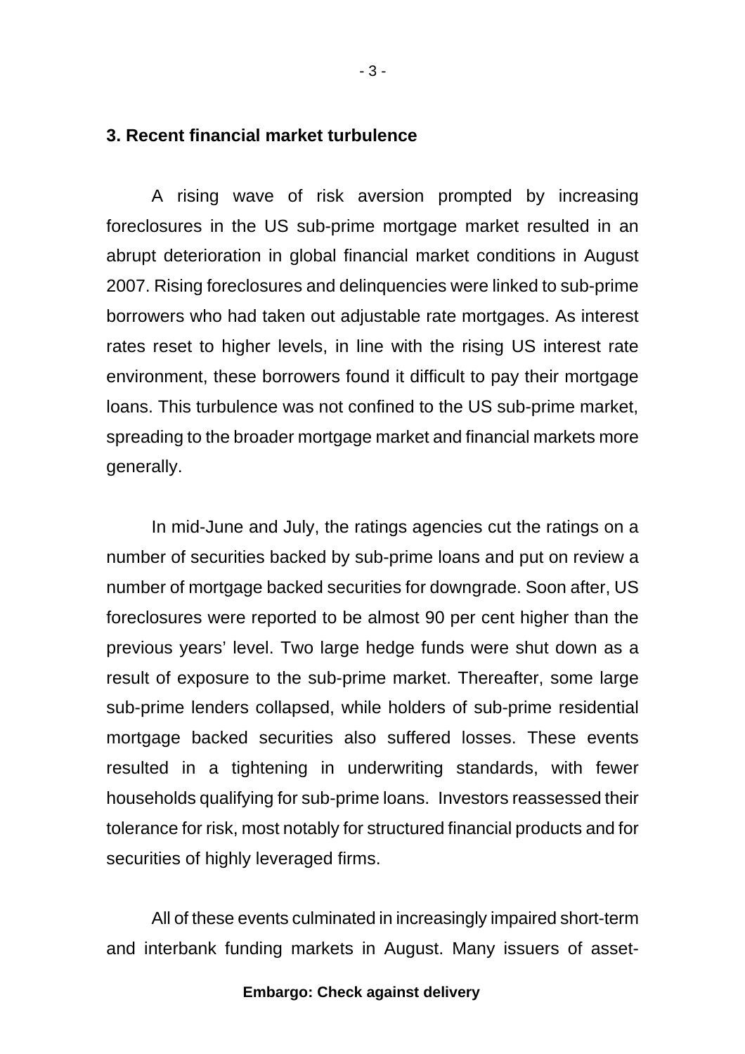### 3. Recent financial market turbulence

A rising wave of risk aversion prompted by increasing foreclosures in the US sub-prime mortgage market resulted in an abrupt deterioration in global financial market conditions in August 2007. Rising foreclosures and delinquencies were linked to sub-prime borrowers who had taken out adjustable rate mortgages. As interest rates reset to higher levels, in line with the rising US interest rate environment, these borrowers found it difficult to pay their mortgage loans. This turbulence was not confined to the US sub-prime market, spreading to the broader mortgage market and financial markets more generally.

In mid-June and July, the ratings agencies cut the ratings on a number of securities backed by sub-prime loans and put on review a number of mortgage backed securities for downgrade. Soon after, US foreclosures were reported to be almost 90 per cent higher than the previous years' level. Two large hedge funds were shut down as a result of exposure to the sub-prime market. Thereafter, some large sub-prime lenders collapsed, while holders of sub-prime residential mortgage backed securities also suffered losses. These events resulted in a tightening in underwriting standards, with fewer households qualifying for sub-prime loans. Investors reassessed their tolerance for risk, most notably for structured financial products and for securities of highly leveraged firms.

All of these events culminated in increasingly impaired short-term and interbank funding markets in August. Many issuers of asset-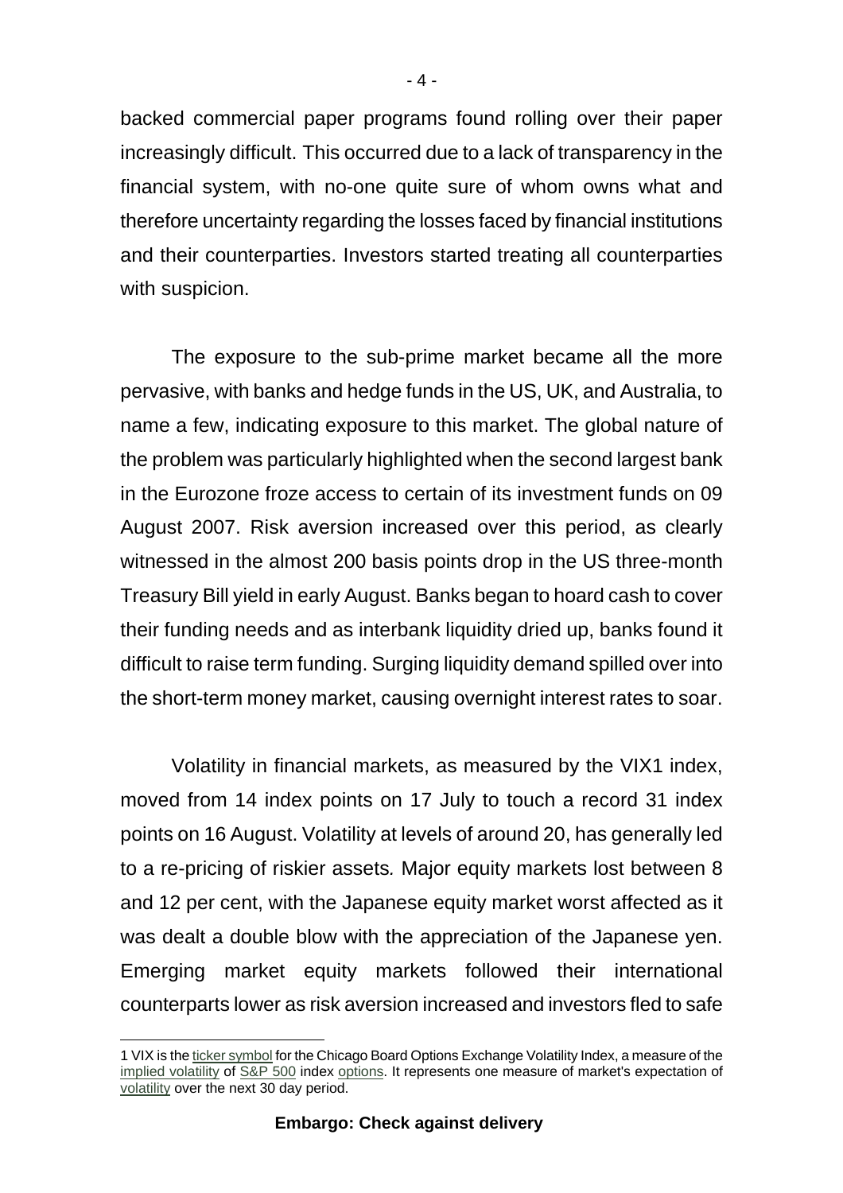backed commercial paper programs found rolling over their paper increasingly difficult. This occurred due to a lack of transparency in the financial system, with no-one quite sure of whom owns what and therefore uncertainty regarding the losses faced by financial institutions and their counterparties. Investors started treating all counterparties with suspicion.

The exposure to the sub-prime market became all the more pervasive, with banks and hedge funds in the US, UK, and Australia, to name a few, indicating exposure to this market. The global nature of the problem was particularly highlighted when the second largest bank in the Eurozone froze access to certain of its investment funds on 09 August 2007. Risk aversion increased over this period, as clearly witnessed in the almost 200 basis points drop in the US three-month Treasury Bill yield in early August. Banks began to hoard cash to cover their funding needs and as interbank liquidity dried up, banks found it difficult to raise term funding. Surging liquidity demand spilled over into the short-term money market, causing overnight interest rates to soar.

Volatility in financial markets, as measured by the VIX[1] index, moved from 14 index points on 17 July to touch a record 31 index points on 16 August. Volatility at levels of around 20, has generally led to a re-pricing of riskier assets. Major equity markets lost between 8 and 12 per cent, with the Japanese equity market worst affected as it was dealt a double blow with the appreciation of the Japanese yen. Emerging market equity markets followed their international counterparts lower as risk aversion increased and investors fled to safe

---

1 VIX is the ticker symbol for the Chicago Board Options Exchange Volatility Index, a measure of the implied volatility of S&P 500 index options. It represents one measure of market's expectation of volatility over the next 30 day period.

**Embargo: Check against delivery**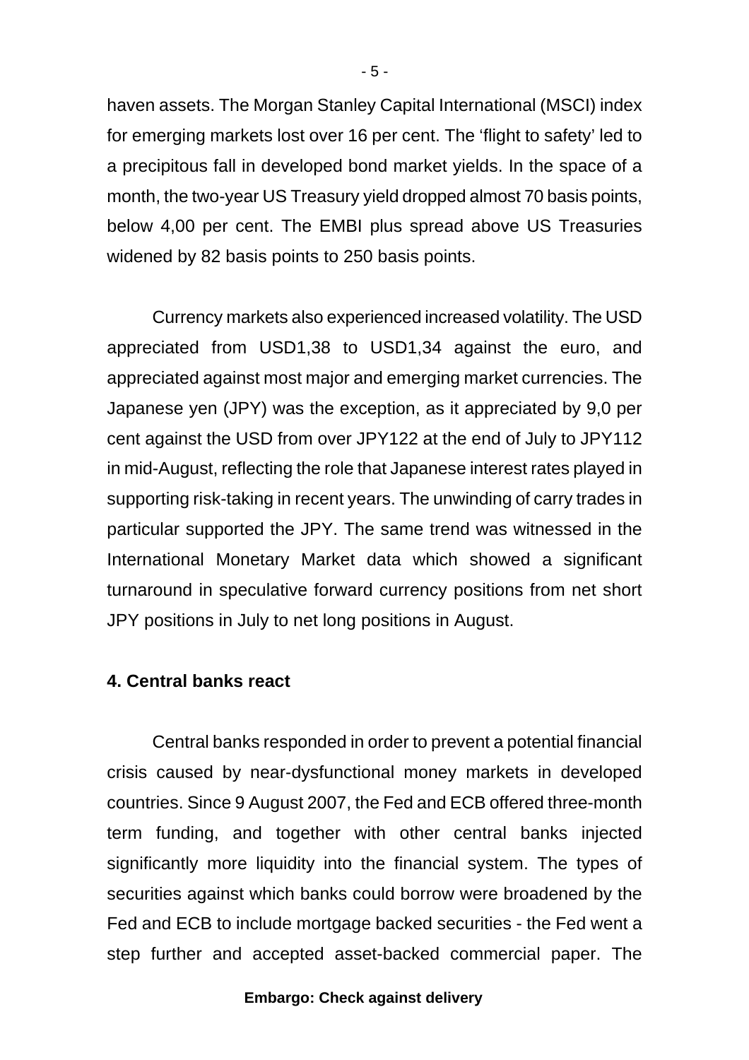haven assets. The Morgan Stanley Capital International (MSCI) index for emerging markets lost over 16 per cent. The 'flight to safety' led to a precipitous fall in developed bond market yields. In the space of a month, the two-year US Treasury yield dropped almost 70 basis points, below 4,00 per cent. The EMBI plus spread above US Treasuries widened by 82 basis points to 250 basis points.

Currency markets also experienced increased volatility. The USD appreciated from USD1,38 to USD1,34 against the euro, and appreciated against most major and emerging market currencies. The Japanese yen (JPY) was the exception, as it appreciated by 9,0 per cent against the USD from over JPY122 at the end of July to JPY112 in mid-August, reflecting the role that Japanese interest rates played in supporting risk-taking in recent years. The unwinding of carry trades in particular supported the JPY. The same trend was witnessed in the International Monetary Market data which showed a significant turnaround in speculative forward currency positions from net short JPY positions in July to net long positions in August.

**4. Central banks react**

Central banks responded in order to prevent a potential financial crisis caused by near-dysfunctional money markets in developed countries. Since 9 August 2007, the Fed and ECB offered three-month term funding, and together with other central banks injected significantly more liquidity into the financial system. The types of securities against which banks could borrow were broadened by the Fed and ECB to include mortgage backed securities - the Fed went a step further and accepted asset-backed commercial paper. The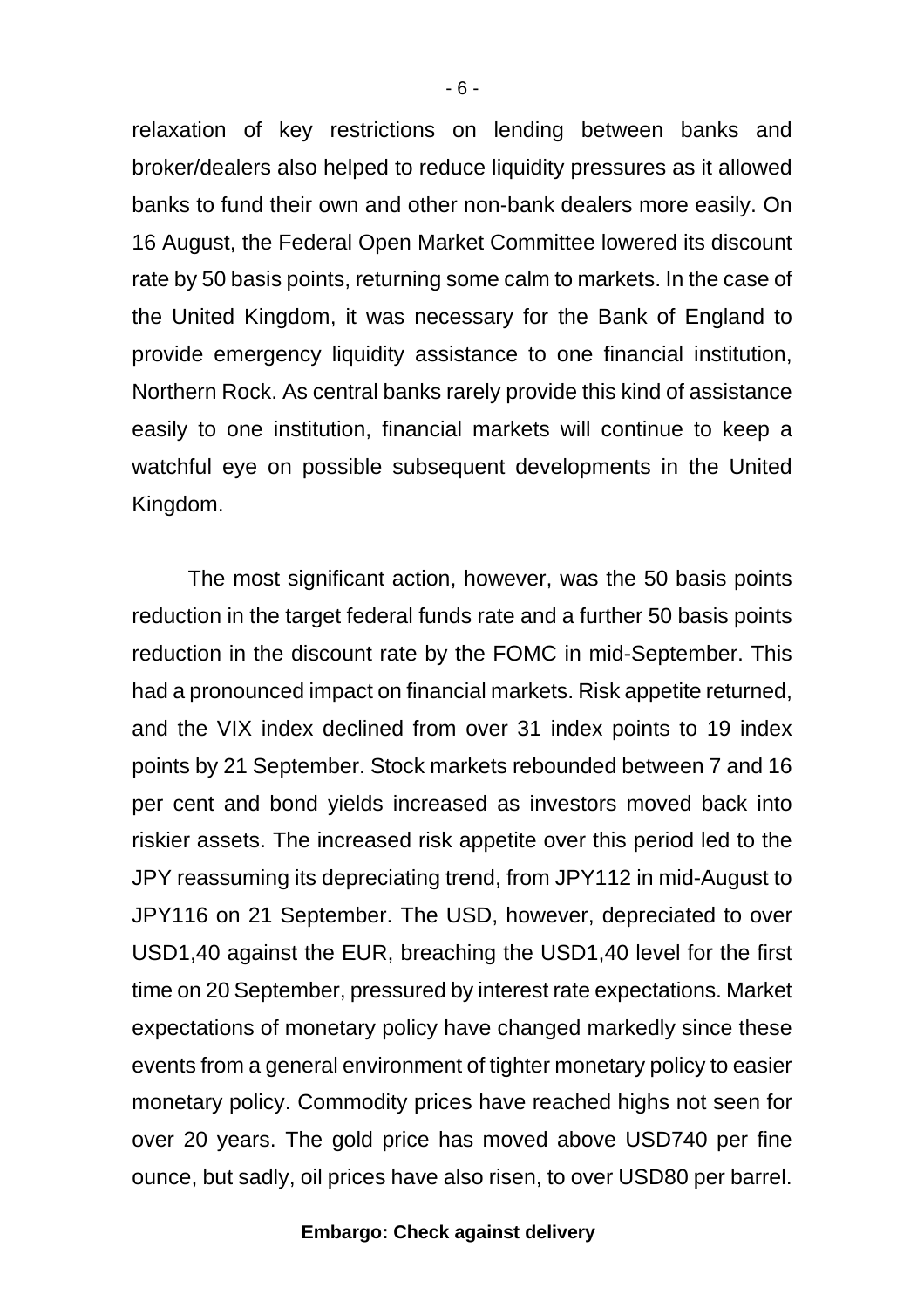relaxation of key restrictions on lending between banks and broker/dealers also helped to reduce liquidity pressures as it allowed banks to fund their own and other non-bank dealers more easily. On 16 August, the Federal Open Market Committee lowered its discount rate by 50 basis points, returning some calm to markets. In the case of the United Kingdom, it was necessary for the Bank of England to provide emergency liquidity assistance to one financial institution, Northern Rock. As central banks rarely provide this kind of assistance easily to one institution, financial markets will continue to keep a watchful eye on possible subsequent developments in the United Kingdom.

The most significant action, however, was the 50 basis points reduction in the target federal funds rate and a further 50 basis points reduction in the discount rate by the FOMC in mid-September. This had a pronounced impact on financial markets. Risk appetite returned, and the VIX index declined from over 31 index points to 19 index points by 21 September. Stock markets rebounded between 7 and 16 per cent and bond yields increased as investors moved back into riskier assets. The increased risk appetite over this period led to the JPY reassuming its depreciating trend, from JPY112 in mid-August to JPY116 on 21 September. The USD, however, depreciated to over USD1,40 against the EUR, breaching the USD1,40 level for the first time on 20 September, pressured by interest rate expectations. Market expectations of monetary policy have changed markedly since these events from a general environment of tighter monetary policy to easier monetary policy. Commodity prices have reached highs not seen for over 20 years. The gold price has moved above USD740 per fine ounce, but sadly, oil prices have also risen, to over USD80 per barrel.

**Embargo: Check against delivery**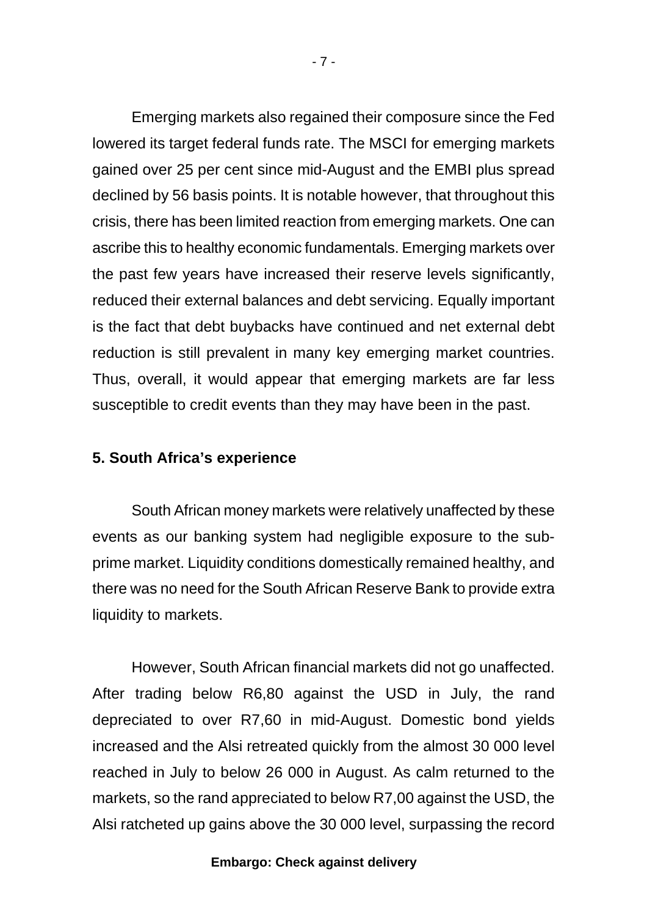Emerging markets also regained their composure since the Fed lowered its target federal funds rate. The MSCI for emerging markets gained over 25 per cent since mid-August and the EMBI plus spread declined by 56 basis points. It is notable however, that throughout this crisis, there has been limited reaction from emerging markets. One can ascribe this to healthy economic fundamentals. Emerging markets over the past few years have increased their reserve levels significantly, reduced their external balances and debt servicing. Equally important is the fact that debt buybacks have continued and net external debt reduction is still prevalent in many key emerging market countries. Thus, overall, it would appear that emerging markets are far less susceptible to credit events than they may have been in the past.

## 5. South Africa's experience

South African money markets were relatively unaffected by these events as our banking system had negligible exposure to the sub-prime market. Liquidity conditions domestically remained healthy, and there was no need for the South African Reserve Bank to provide extra liquidity to markets.

However, South African financial markets did not go unaffected. After trading below R6,80 against the USD in July, the rand depreciated to over R7,60 in mid-August. Domestic bond yields increased and the Alsi retreated quickly from the almost 30 000 level reached in July to below 26 000 in August. As calm returned to the markets, so the rand appreciated to below R7,00 against the USD, the Alsi ratcheted up gains above the 30 000 level, surpassing the record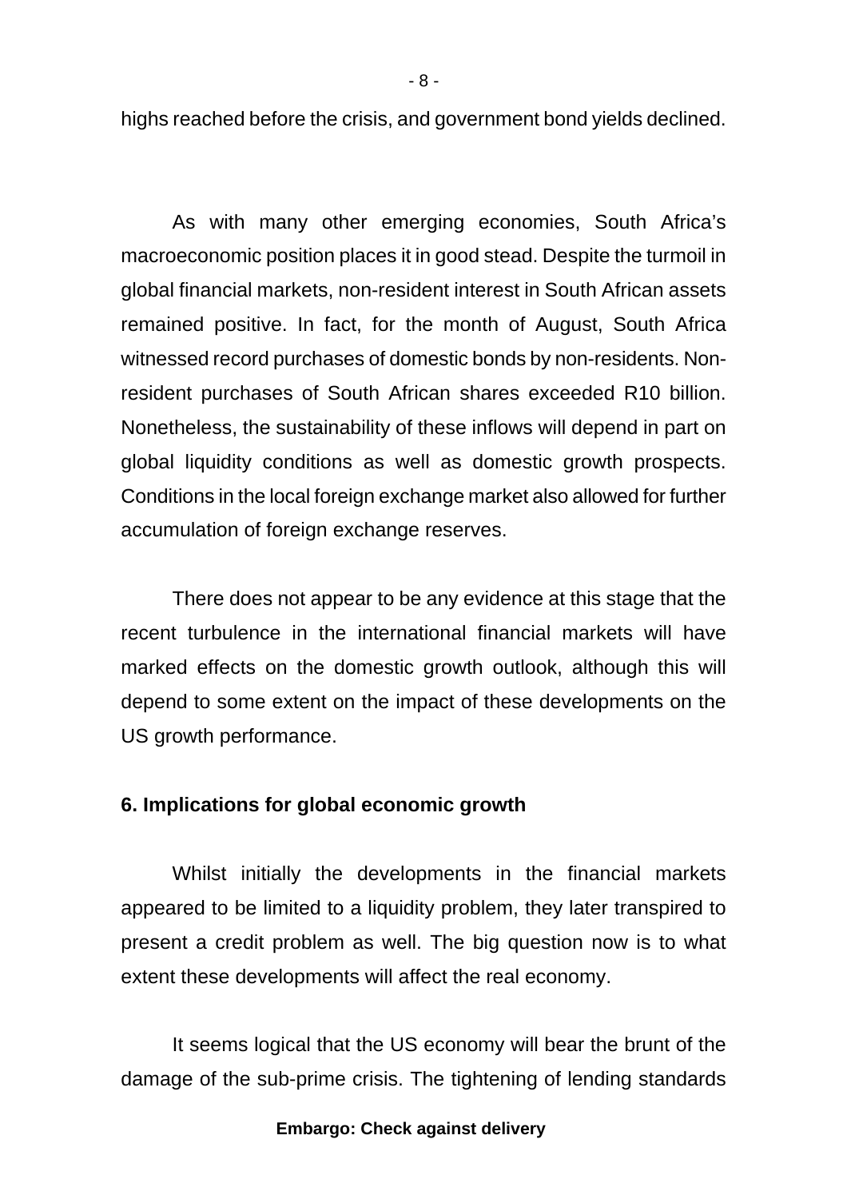highs reached before the crisis, and government bond yields declined.

As with many other emerging economies, South Africa's macroeconomic position places it in good stead. Despite the turmoil in global financial markets, non-resident interest in South African assets remained positive. In fact, for the month of August, South Africa witnessed record purchases of domestic bonds by non-residents. Non-resident purchases of South African shares exceeded R10 billion. Nonetheless, the sustainability of these inflows will depend in part on global liquidity conditions as well as domestic growth prospects. Conditions in the local foreign exchange market also allowed for further accumulation of foreign exchange reserves.

There does not appear to be any evidence at this stage that the recent turbulence in the international financial markets will have marked effects on the domestic growth outlook, although this will depend to some extent on the impact of these developments on the US growth performance.

**6. Implications for global economic growth**

Whilst initially the developments in the financial markets appeared to be limited to a liquidity problem, they later transpired to present a credit problem as well. The big question now is to what extent these developments will affect the real economy.

It seems logical that the US economy will bear the brunt of the damage of the sub-prime crisis. The tightening of lending standards

**Embargo: Check against delivery**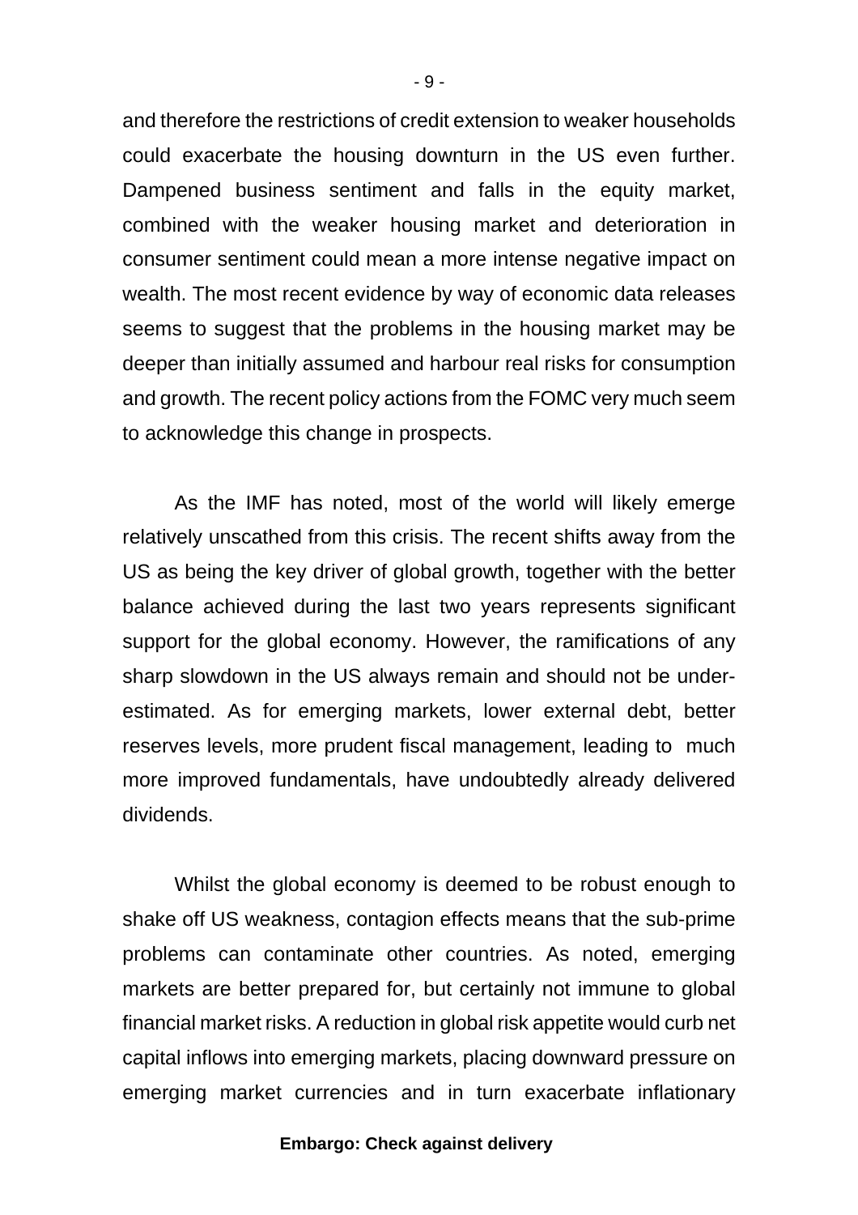and therefore the restrictions of credit extension to weaker households could exacerbate the housing downturn in the US even further. Dampened business sentiment and falls in the equity market, combined with the weaker housing market and deterioration in consumer sentiment could mean a more intense negative impact on wealth. The most recent evidence by way of economic data releases seems to suggest that the problems in the housing market may be deeper than initially assumed and harbour real risks for consumption and growth. The recent policy actions from the FOMC very much seem to acknowledge this change in prospects.

As the IMF has noted, most of the world will likely emerge relatively unscathed from this crisis. The recent shifts away from the US as being the key driver of global growth, together with the better balance achieved during the last two years represents significant support for the global economy. However, the ramifications of any sharp slowdown in the US always remain and should not be under-estimated. As for emerging markets, lower external debt, better reserves levels, more prudent fiscal management, leading to much more improved fundamentals, have undoubtedly already delivered dividends.

Whilst the global economy is deemed to be robust enough to shake off US weakness, contagion effects means that the sub-prime problems can contaminate other countries. As noted, emerging markets are better prepared for, but certainly not immune to global financial market risks. A reduction in global risk appetite would curb net capital inflows into emerging markets, placing downward pressure on emerging market currencies and in turn exacerbate inflationary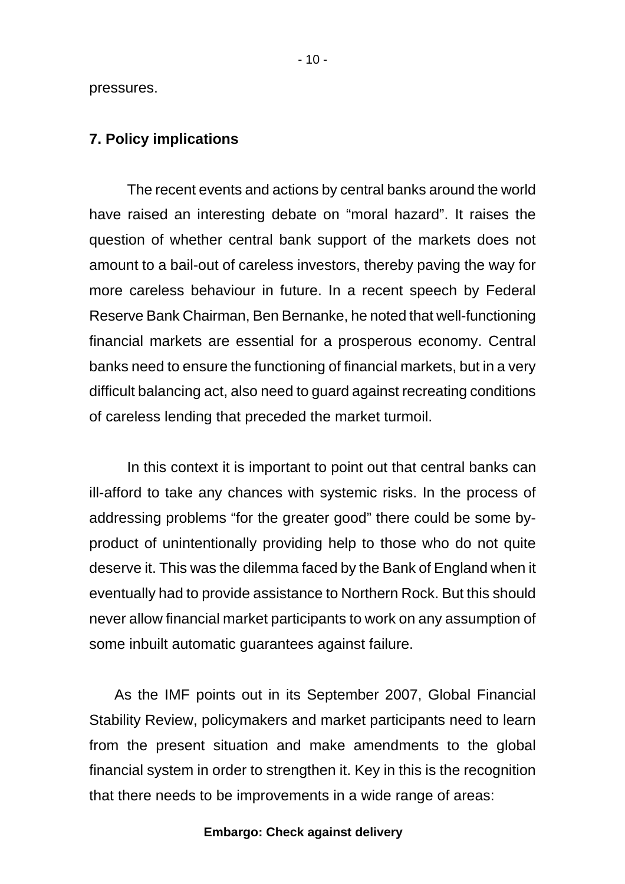pressures.

## 7. Policy implications

The recent events and actions by central banks around the world have raised an interesting debate on "moral hazard". It raises the question of whether central bank support of the markets does not amount to a bail-out of careless investors, thereby paving the way for more careless behaviour in future. In a recent speech by Federal Reserve Bank Chairman, Ben Bernanke, he noted that well-functioning financial markets are essential for a prosperous economy. Central banks need to ensure the functioning of financial markets, but in a very difficult balancing act, also need to guard against recreating conditions of careless lending that preceded the market turmoil.

In this context it is important to point out that central banks can ill-afford to take any chances with systemic risks. In the process of addressing problems "for the greater good" there could be some by-product of unintentionally providing help to those who do not quite deserve it. This was the dilemma faced by the Bank of England when it eventually had to provide assistance to Northern Rock. But this should never allow financial market participants to work on any assumption of some inbuilt automatic guarantees against failure.

As the IMF points out in its September 2007, Global Financial Stability Review, policymakers and market participants need to learn from the present situation and make amendments to the global financial system in order to strengthen it. Key in this is the recognition that there needs to be improvements in a wide range of areas: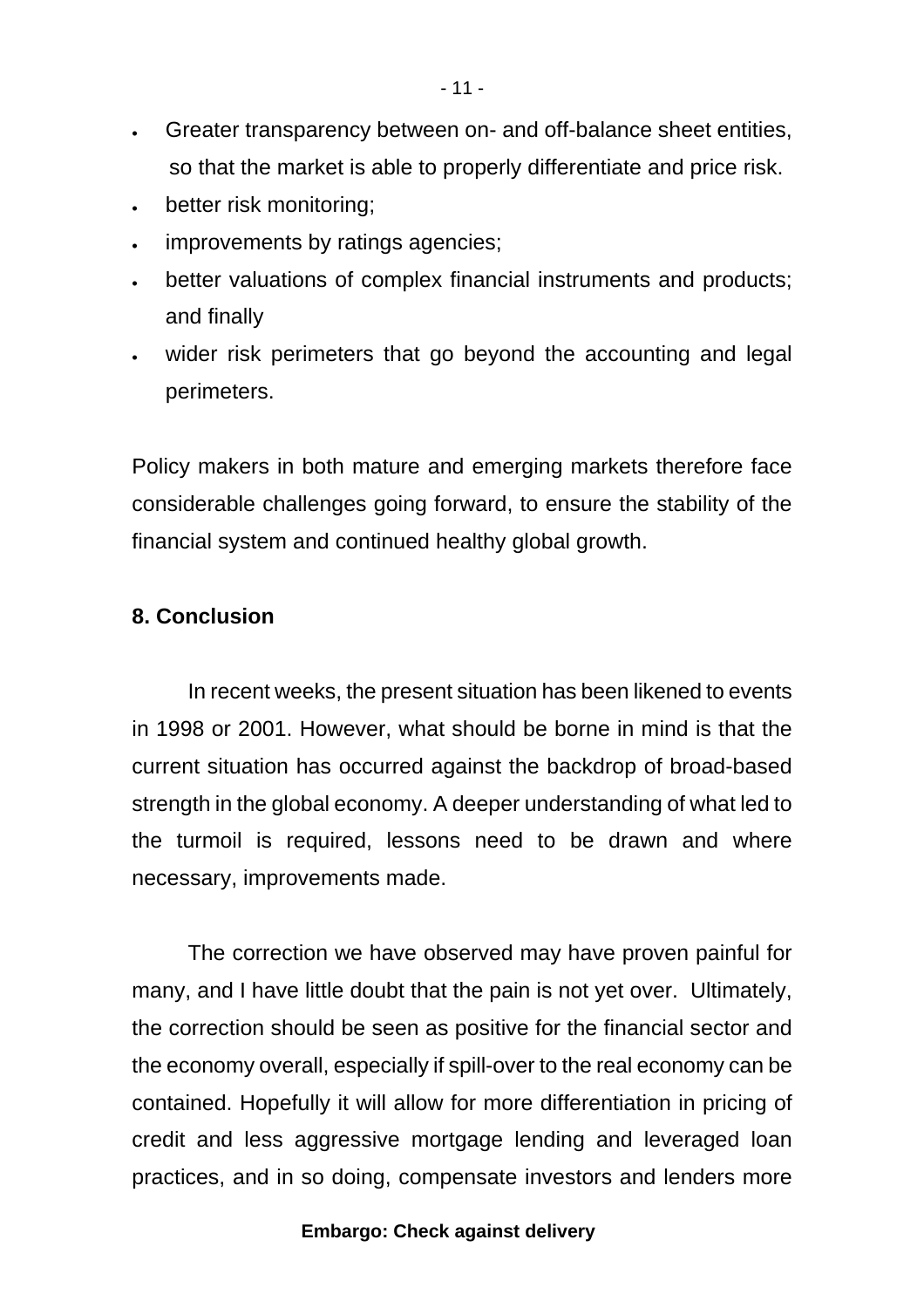- Greater transparency between on- and off-balance sheet entities, so that the market is able to properly differentiate and price risk.
- better risk monitoring;
- improvements by ratings agencies;
- better valuations of complex financial instruments and products; and finally
- wider risk perimeters that go beyond the accounting and legal perimeters.

Policy makers in both mature and emerging markets therefore face considerable challenges going forward, to ensure the stability of the financial system and continued healthy global growth.

## 8. Conclusion

In recent weeks, the present situation has been likened to events in 1998 or 2001. However, what should be borne in mind is that the current situation has occurred against the backdrop of broad-based strength in the global economy. A deeper understanding of what led to the turmoil is required, lessons need to be drawn and where necessary, improvements made.

The correction we have observed may have proven painful for many, and I have little doubt that the pain is not yet over. Ultimately, the correction should be seen as positive for the financial sector and the economy overall, especially if spill-over to the real economy can be contained. Hopefully it will allow for more differentiation in pricing of credit and less aggressive mortgage lending and leveraged loan practices, and in so doing, compensate investors and lenders more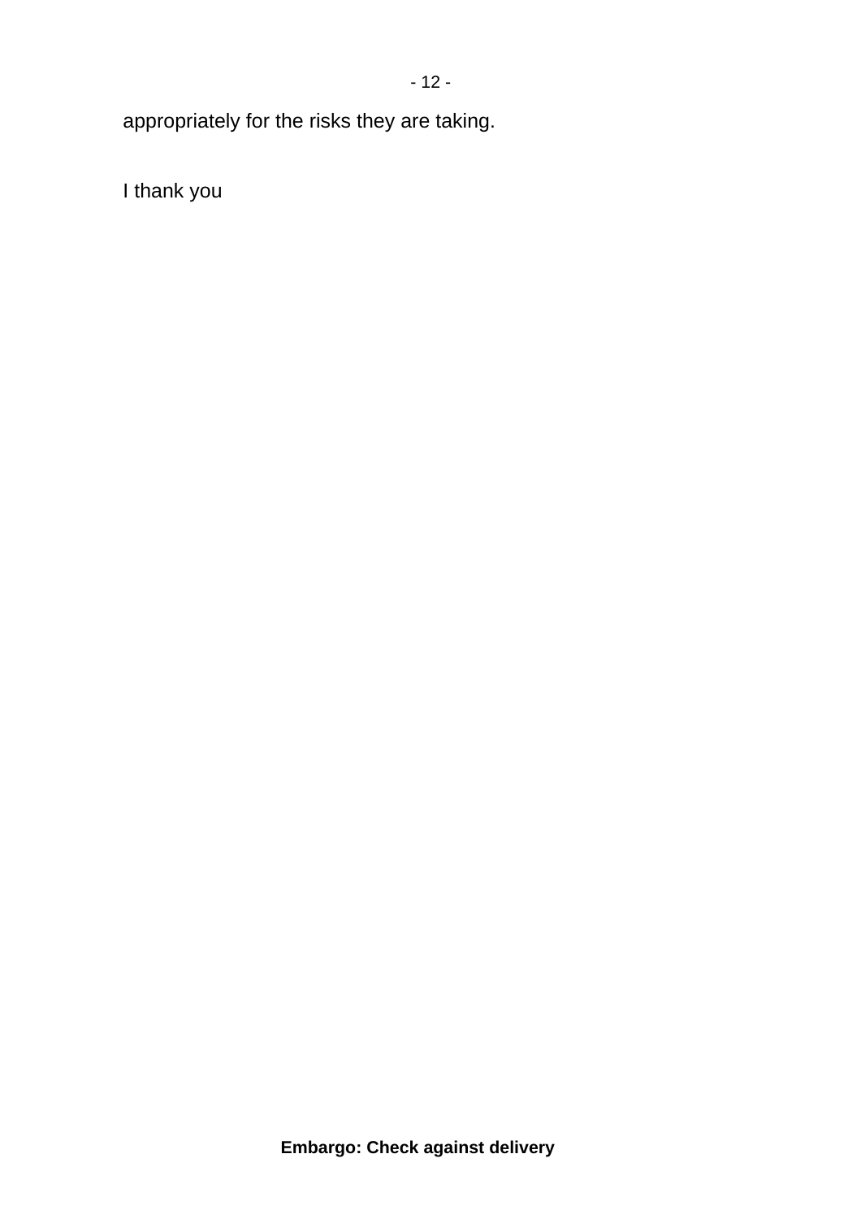appropriately for the risks they are taking.

I thank you

**Embargo: Check against delivery**